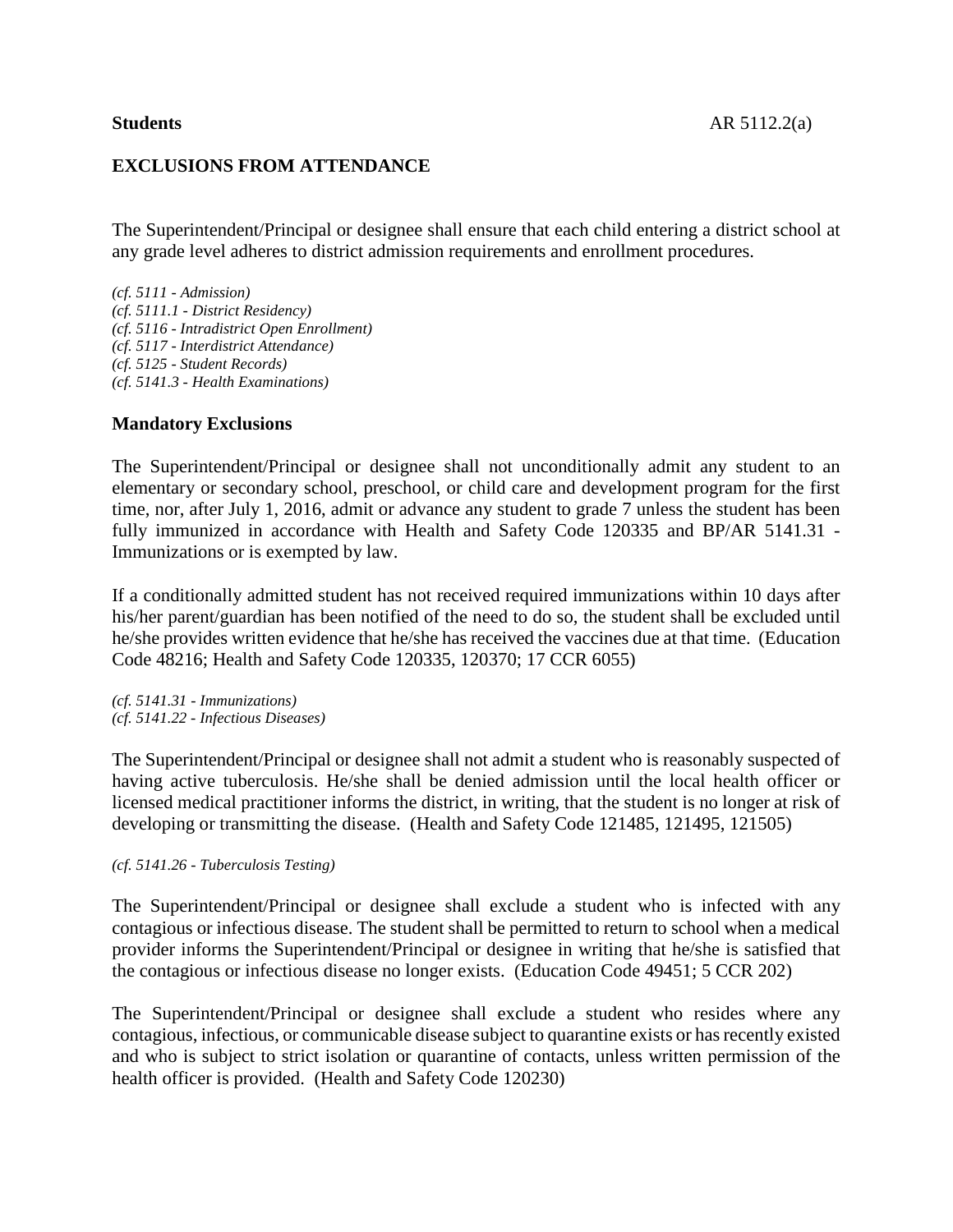**Students** AR 5112.2(a)

## EXCLUSIONS FROM ATTENDANCE

The Superintendent/Principal or designee shall ensure that each child entering a district school at any grade level adheres to district admission requirements and enrollment procedures.

*(cf. 5111 - Admission)*
*(cf. 5111.1 - District Residency)*
*(cf. 5116 - Intradistrict Open Enrollment)*
*(cf. 5117 - Interdistrict Attendance)*
*(cf. 5125 - Student Records)*
*(cf. 5141.3 - Health Examinations)*

### Mandatory Exclusions

The Superintendent/Principal or designee shall not unconditionally admit any student to an elementary or secondary school, preschool, or child care and development program for the first time, nor, after July 1, 2016, admit or advance any student to grade 7 unless the student has been fully immunized in accordance with Health and Safety Code 120335 and BP/AR 5141.31 - Immunizations or is exempted by law.

If a conditionally admitted student has not received required immunizations within 10 days after his/her parent/guardian has been notified of the need to do so, the student shall be excluded until he/she provides written evidence that he/she has received the vaccines due at that time. (Education Code 48216; Health and Safety Code 120335, 120370; 17 CCR 6055)

*(cf. 5141.31 - Immunizations)*
*(cf. 5141.22 - Infectious Diseases)*

The Superintendent/Principal or designee shall not admit a student who is reasonably suspected of having active tuberculosis. He/she shall be denied admission until the local health officer or licensed medical practitioner informs the district, in writing, that the student is no longer at risk of developing or transmitting the disease. (Health and Safety Code 121485, 121495, 121505)

*(cf. 5141.26 - Tuberculosis Testing)*

The Superintendent/Principal or designee shall exclude a student who is infected with any contagious or infectious disease. The student shall be permitted to return to school when a medical provider informs the Superintendent/Principal or designee in writing that he/she is satisfied that the contagious or infectious disease no longer exists. (Education Code 49451; 5 CCR 202)

The Superintendent/Principal or designee shall exclude a student who resides where any contagious, infectious, or communicable disease subject to quarantine exists or has recently existed and who is subject to strict isolation or quarantine of contacts, unless written permission of the health officer is provided. (Health and Safety Code 120230)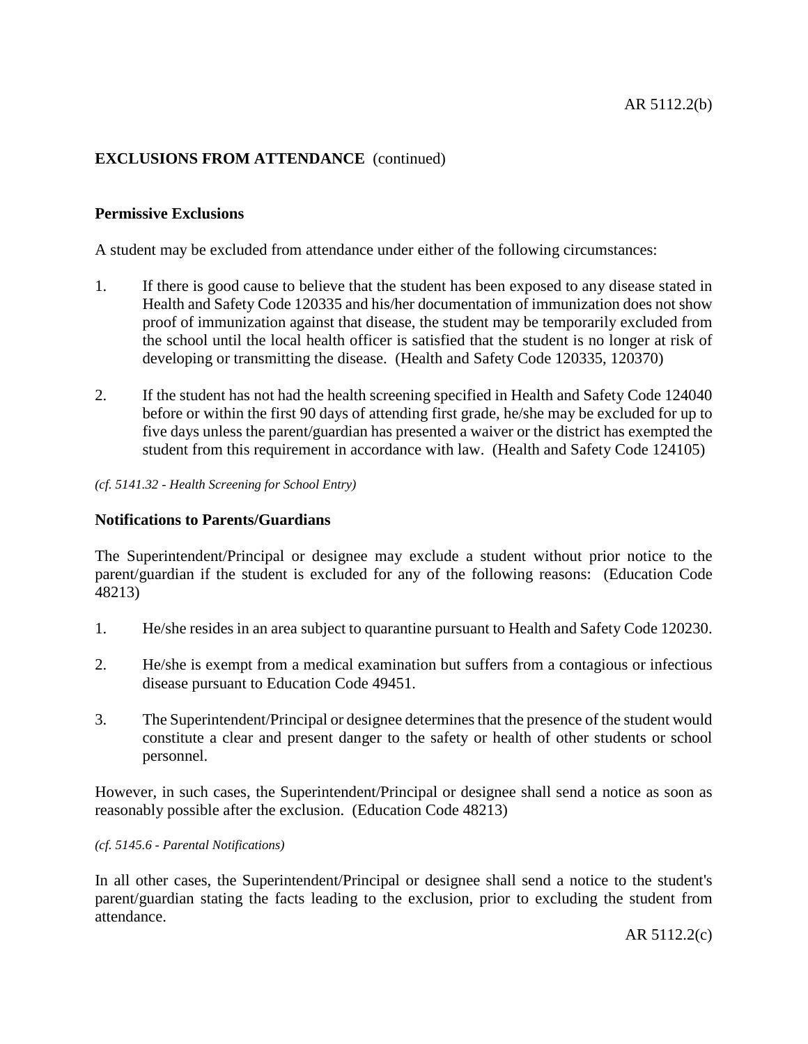## EXCLUSIONS FROM ATTENDANCE (continued)

### Permissive Exclusions

A student may be excluded from attendance under either of the following circumstances:

1. If there is good cause to believe that the student has been exposed to any disease stated in Health and Safety Code 120335 and his/her documentation of immunization does not show proof of immunization against that disease, the student may be temporarily excluded from the school until the local health officer is satisfied that the student is no longer at risk of developing or transmitting the disease. (Health and Safety Code 120335, 120370)

2. If the student has not had the health screening specified in Health and Safety Code 124040 before or within the first 90 days of attending first grade, he/she may be excluded for up to five days unless the parent/guardian has presented a waiver or the district has exempted the student from this requirement in accordance with law. (Health and Safety Code 124105)

*(cf. 5141.32 - Health Screening for School Entry)*

### Notifications to Parents/Guardians

The Superintendent/Principal or designee may exclude a student without prior notice to the parent/guardian if the student is excluded for any of the following reasons: (Education Code 48213)

1. He/she resides in an area subject to quarantine pursuant to Health and Safety Code 120230.

2. He/she is exempt from a medical examination but suffers from a contagious or infectious disease pursuant to Education Code 49451.

3. The Superintendent/Principal or designee determines that the presence of the student would constitute a clear and present danger to the safety or health of other students or school personnel.

However, in such cases, the Superintendent/Principal or designee shall send a notice as soon as reasonably possible after the exclusion. (Education Code 48213)

*(cf. 5145.6 - Parental Notifications)*

In all other cases, the Superintendent/Principal or designee shall send a notice to the student's parent/guardian stating the facts leading to the exclusion, prior to excluding the student from attendance.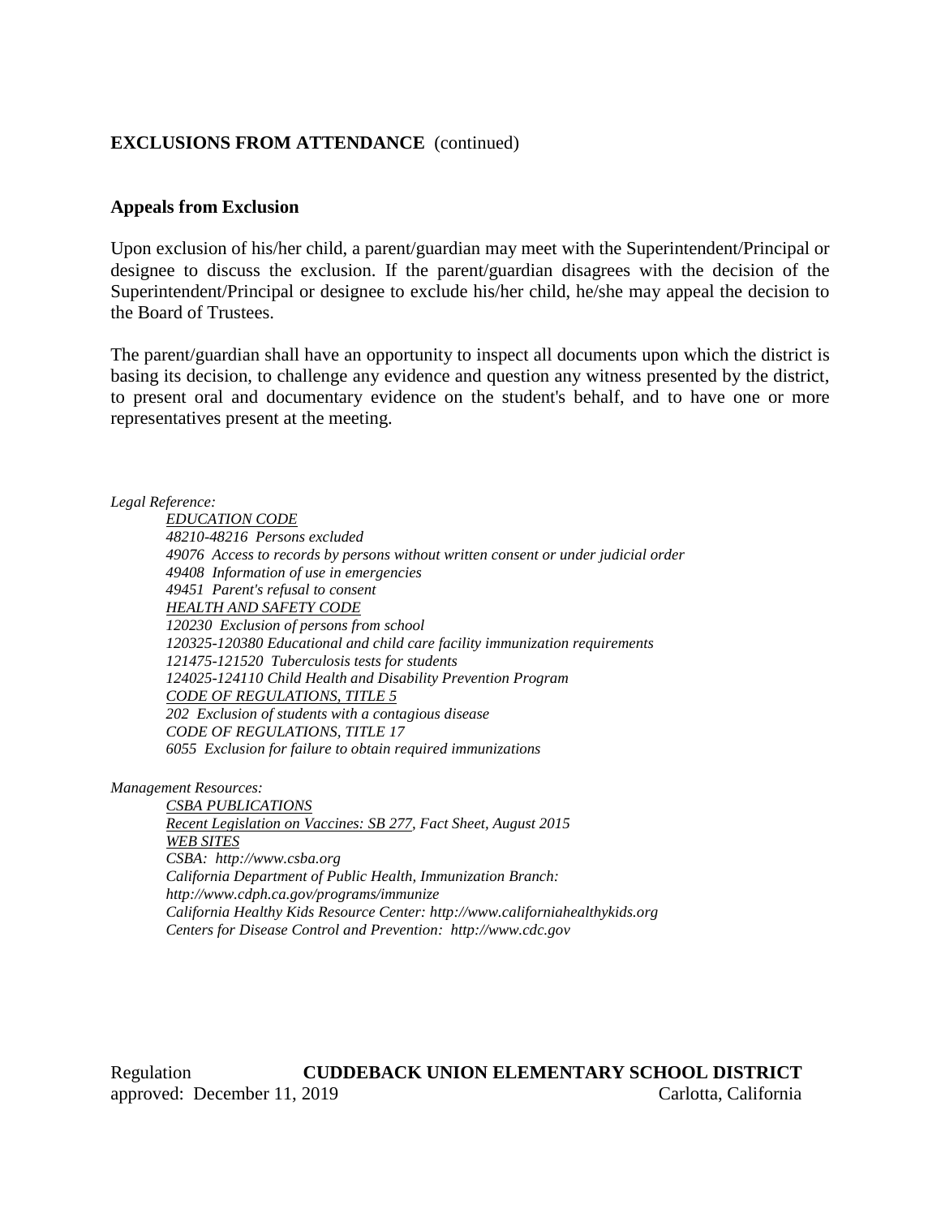**EXCLUSIONS FROM ATTENDANCE** (continued)

**Appeals from Exclusion**

Upon exclusion of his/her child, a parent/guardian may meet with the Superintendent/Principal or designee to discuss the exclusion. If the parent/guardian disagrees with the decision of the Superintendent/Principal or designee to exclude his/her child, he/she may appeal the decision to the Board of Trustees.

The parent/guardian shall have an opportunity to inspect all documents upon which the district is basing its decision, to challenge any evidence and question any witness presented by the district, to present oral and documentary evidence on the student's behalf, and to have one or more representatives present at the meeting.

*Legal Reference:*

*EDUCATION CODE*
*48210-48216 Persons excluded*
*49076 Access to records by persons without written consent or under judicial order*
*49408 Information of use in emergencies*
*49451 Parent's refusal to consent*
*HEALTH AND SAFETY CODE*
*120230 Exclusion of persons from school*
*120325-120380 Educational and child care facility immunization requirements*
*121475-121520 Tuberculosis tests for students*
*124025-124110 Child Health and Disability Prevention Program*
*CODE OF REGULATIONS, TITLE 5*
*202 Exclusion of students with a contagious disease*
*CODE OF REGULATIONS, TITLE 17*
*6055 Exclusion for failure to obtain required immunizations*

*Management Resources:*

*CSBA PUBLICATIONS*
*Recent Legislation on Vaccines: SB 277, Fact Sheet, August 2015*
*WEB SITES*
*CSBA: http://www.csba.org*
*California Department of Public Health, Immunization Branch: http://www.cdph.ca.gov/programs/immunize*
*California Healthy Kids Resource Center: http://www.californiahealthykids.org*
*Centers for Disease Control and Prevention: http://www.cdc.gov*

Regulation **CUDDEBACK UNION ELEMENTARY SCHOOL DISTRICT**
approved: December 11, 2019 Carlotta, California